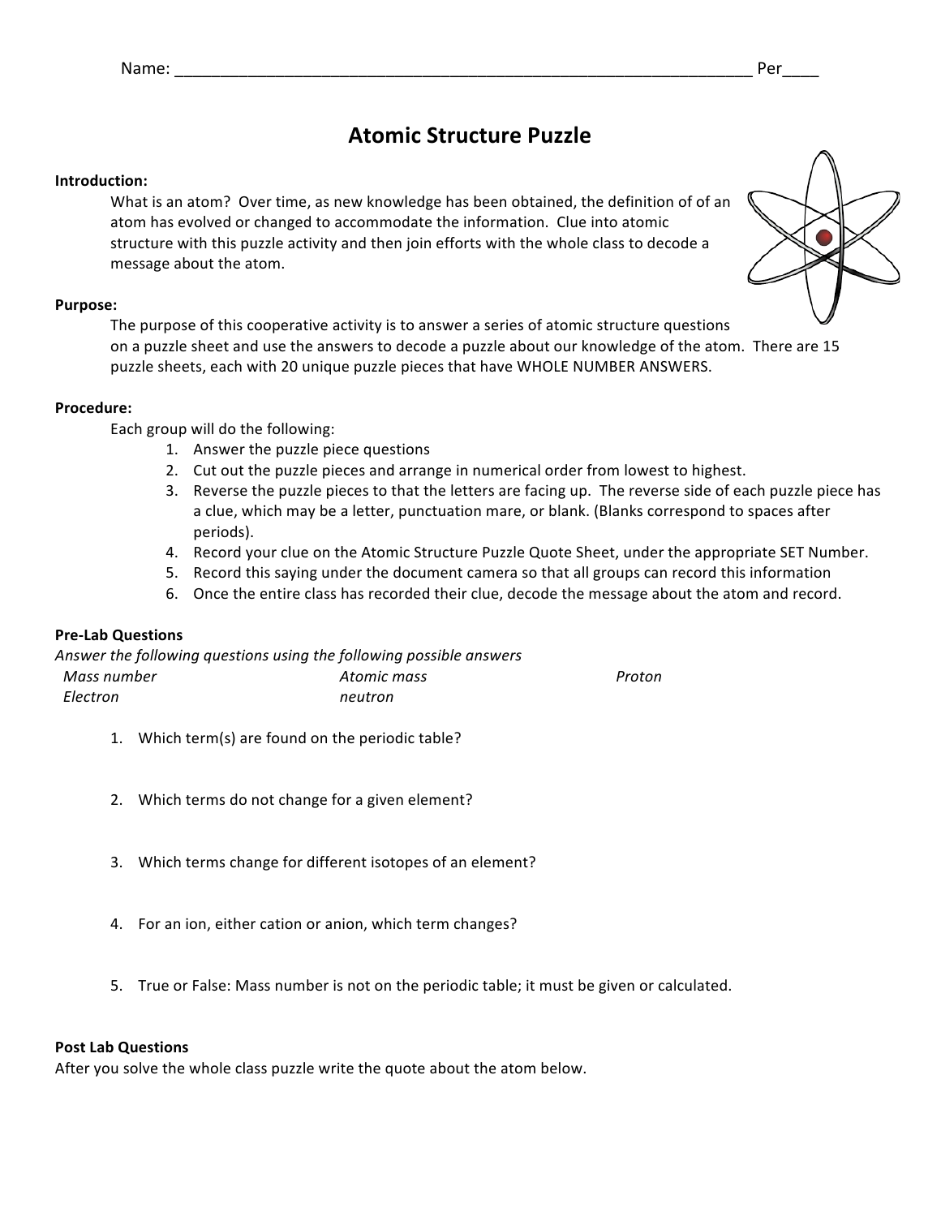Name: _______________________________________________________________ Per____

# Atomic Structure Puzzle

**Introduction:**

What is an atom? Over time, as new knowledge has been obtained, the definition of of an atom has evolved or changed to accommodate the information. Clue into atomic structure with this puzzle activity and then join efforts with the whole class to decode a message about the atom.

**Purpose:**

The purpose of this cooperative activity is to answer a series of atomic structure questions on a puzzle sheet and use the answers to decode a puzzle about our knowledge of the atom. There are 15 puzzle sheets, each with 20 unique puzzle pieces that have WHOLE NUMBER ANSWERS.

**Procedure:**

Each group will do the following:

1. Answer the puzzle piece questions
2. Cut out the puzzle pieces and arrange in numerical order from lowest to highest.
3. Reverse the puzzle pieces to that the letters are facing up. The reverse side of each puzzle piece has a clue, which may be a letter, punctuation mare, or blank. (Blanks correspond to spaces after periods).
4. Record your clue on the Atomic Structure Puzzle Quote Sheet, under the appropriate SET Number.
5. Record this saying under the document camera so that all groups can record this information
6. Once the entire class has recorded their clue, decode the message about the atom and record.

**Pre-Lab Questions**

*Answer the following questions using the following possible answers*

| | | |
|---|---|---|
| *Mass number* | *Atomic mass* | *Proton* |
| *Electron* | *neutron* | |

1. Which term(s) are found on the periodic table?
2. Which terms do not change for a given element?
3. Which terms change for different isotopes of an element?
4. For an ion, either cation or anion, which term changes?
5. True or False: Mass number is not on the periodic table; it must be given or calculated.

**Post Lab Questions**

After you solve the whole class puzzle write the quote about the atom below.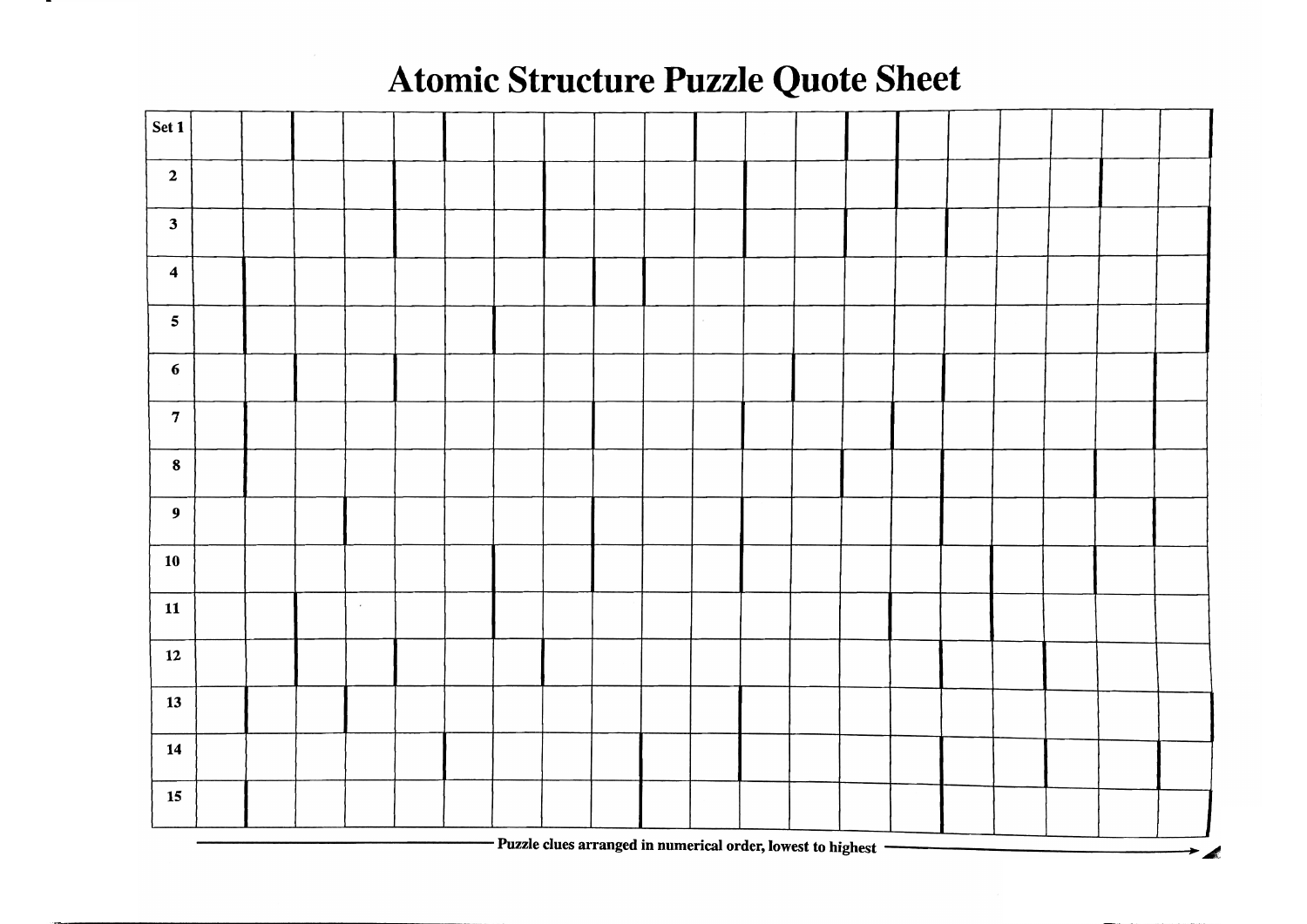# Atomic Structure Puzzle Quote Sheet

| | | | | | | | | | | | | | | | | | | | | | |
|---|---|---|---|---|---|---|---|---|---|---|---|---|---|---|---|---|---|---|---|---|---|
| **Set 1** | | | | | | | | | | | | | | | | | | | | | |
| **2** | | | | | | | | | | | | | | | | | | | | | |
| **3** | | | | | | | | | | | | | | | | | | | | | |
| **4** | | | | | | | | | | | | | | | | | | | | | |
| **5** | | | | | | | | | | | | | | | | | | | | | |
| **6** | | | | | | | | | | | | | | | | | | | | | |
| **7** | | | | | | | | | | | | | | | | | | | | | |
| **8** | | | | | | | | | | | | | | | | | | | | | |
| **9** | | | | | | | | | | | | | | | | | | | | | |
| **10** | | | | | | | | | | | | | | | | | | | | | |
| **11** | | | | | | | | | | | | | | | | | | | | | |
| **12** | | | | | | | | | | | | | | | | | | | | | |
| **13** | | | | | | | | | | | | | | | | | | | | | |
| **14** | | | | | | | | | | | | | | | | | | | | | |
| **15** | | | | | | | | | | | | | | | | | | | | | |

**Puzzle clues arranged in numerical order, lowest to highest** →